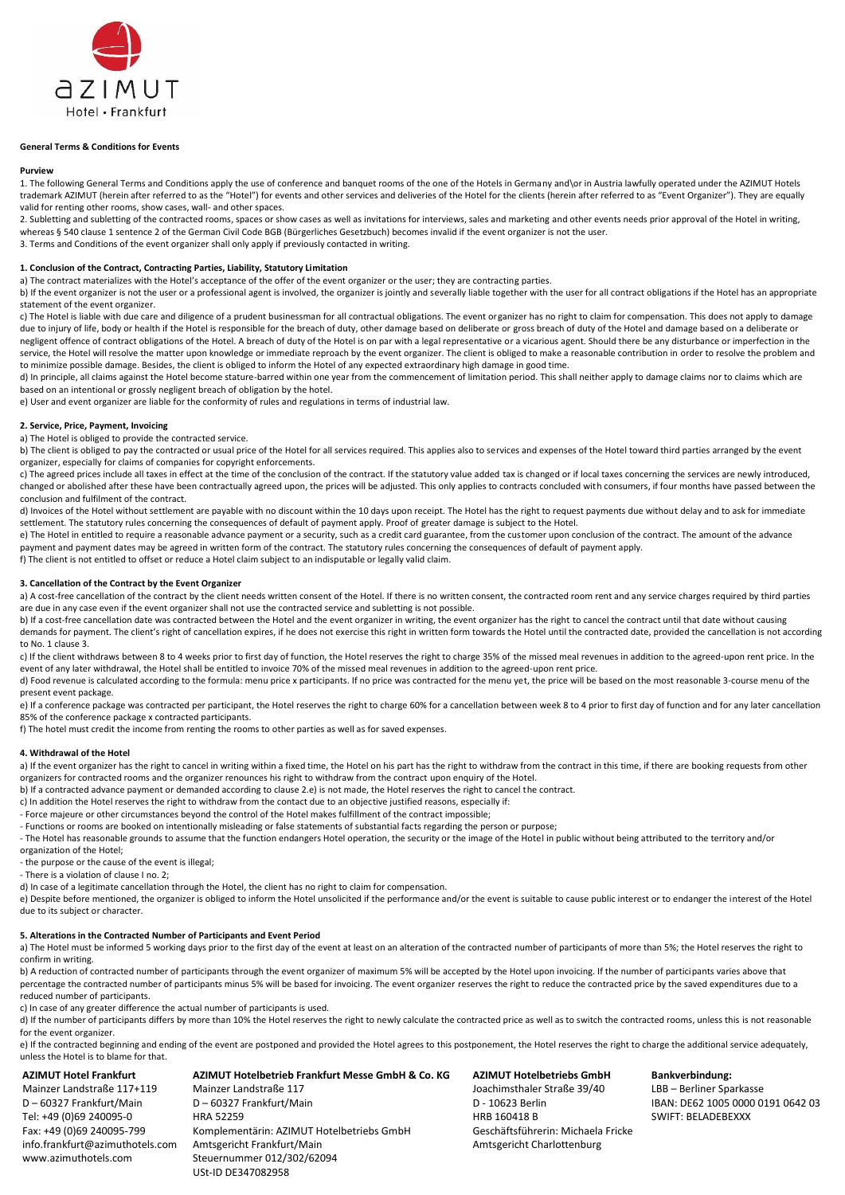AZIMUT
Hotel · Frankfurt

**General Terms & Conditions for Events**

**Purview**

1. The following General Terms and Conditions apply the use of conference and banquet rooms of the one of the Hotels in Germany and\or in Austria lawfully operated under the AZIMUT Hotels trademark AZIMUT (herein after referred to as the "Hotel") for events and other services and deliveries of the Hotel for the clients (herein after referred to as "Event Organizer"). They are equally valid for renting other rooms, show cases, wall- and other spaces.
2. Subletting and subletting of the contracted rooms, spaces or show cases as well as invitations for interviews, sales and marketing and other events needs prior approval of the Hotel in writing, whereas § 540 clause 1 sentence 2 of the German Civil Code BGB (Bürgerliches Gesetzbuch) becomes invalid if the event organizer is not the user.
3. Terms and Conditions of the event organizer shall only apply if previously contacted in writing.

**1. Conclusion of the Contract, Contracting Parties, Liability, Statutory Limitation**

a) The contract materializes with the Hotel's acceptance of the offer of the event organizer or the user; they are contracting parties.
b) If the event organizer is not the user or a professional agent is involved, the organizer is jointly and severally liable together with the user for all contract obligations if the Hotel has an appropriate statement of the event organizer.
c) The Hotel is liable with due care and diligence of a prudent businessman for all contractual obligations. The event organizer has no right to claim for compensation. This does not apply to damage due to injury of life, body or health if the Hotel is responsible for the breach of duty, other damage based on deliberate or gross breach of duty of the Hotel and damage based on a deliberate or negligent offence of contract obligations of the Hotel. A breach of duty of the Hotel is on par with a legal representative or a vicarious agent. Should there be any disturbance or imperfection in the service, the Hotel will resolve the matter upon knowledge or immediate reproach by the event organizer. The client is obliged to make a reasonable contribution in order to resolve the problem and to minimize possible damage. Besides, the client is obliged to inform the Hotel of any expected extraordinary high damage in good time.
d) In principle, all claims against the Hotel become stature-barred within one year from the commencement of limitation period. This shall neither apply to damage claims nor to claims which are based on an intentional or grossly negligent breach of obligation by the hotel.
e) User and event organizer are liable for the conformity of rules and regulations in terms of industrial law.

**2. Service, Price, Payment, Invoicing**

a) The Hotel is obliged to provide the contracted service.
b) The client is obliged to pay the contracted or usual price of the Hotel for all services required. This applies also to services and expenses of the Hotel toward third parties arranged by the event organizer, especially for claims of companies for copyright enforcements.
c) The agreed prices include all taxes in effect at the time of the conclusion of the contract. If the statutory value added tax is changed or if local taxes concerning the services are newly introduced, changed or abolished after these have been contractually agreed upon, the prices will be adjusted. This only applies to contracts concluded with consumers, if four months have passed between the conclusion and fulfilment of the contract.
d) Invoices of the Hotel without settlement are payable with no discount within the 10 days upon receipt. The Hotel has the right to request payments due without delay and to ask for immediate settlement. The statutory rules concerning the consequences of default of payment apply. Proof of greater damage is subject to the Hotel.
e) The Hotel in entitled to require a reasonable advance payment or a security, such as a credit card guarantee, from the customer upon conclusion of the contract. The amount of the advance payment and payment dates may be agreed in written form of the contract. The statutory rules concerning the consequences of default of payment apply.
f) The client is not entitled to offset or reduce a Hotel claim subject to an indisputable or legally valid claim.

**3. Cancellation of the Contract by the Event Organizer**

a) A cost-free cancellation of the contract by the client needs written consent of the Hotel. If there is no written consent, the contracted room rent and any service charges required by third parties are due in any case even if the event organizer shall not use the contracted service and subletting is not possible.
b) If a cost-free cancellation date was contracted between the Hotel and the event organizer in writing, the event organizer has the right to cancel the contract until that date without causing demands for payment. The client's right of cancellation expires, if he does not exercise this right in written form towards the Hotel until the contracted date, provided the cancellation is not according to No. 1 clause 3.
c) If the client withdraws between 8 to 4 weeks prior to first day of function, the Hotel reserves the right to charge 35% of the missed meal revenues in addition to the agreed-upon rent price. In the event of any later withdrawal, the Hotel shall be entitled to invoice 70% of the missed meal revenues in addition to the agreed-upon rent price.
d) Food revenue is calculated according to the formula: menu price x participants. If no price was contracted for the menu yet, the price will be based on the most reasonable 3-course menu of the present event package.
e) If a conference package was contracted per participant, the Hotel reserves the right to charge 60% for a cancellation between week 8 to 4 prior to first day of function and for any later cancellation 85% of the conference package x contracted participants.
f) The hotel must credit the income from renting the rooms to other parties as well as for saved expenses.

**4. Withdrawal of the Hotel**

a) If the event organizer has the right to cancel in writing within a fixed time, the Hotel on his part has the right to withdraw from the contract in this time, if there are booking requests from other organizers for contracted rooms and the organizer renounces his right to withdraw from the contract upon enquiry of the Hotel.
b) If a contracted advance payment or demanded according to clause 2.e) is not made, the Hotel reserves the right to cancel the contract.
c) In addition the Hotel reserves the right to withdraw from the contact due to an objective justified reasons, especially if:
- Force majeure or other circumstances beyond the control of the Hotel makes fulfillment of the contract impossible;
- Functions or rooms are booked on intentionally misleading or false statements of substantial facts regarding the person or purpose;
- The Hotel has reasonable grounds to assume that the function endangers Hotel operation, the security or the image of the Hotel in public without being attributed to the territory and/or organization of the Hotel;
- the purpose or the cause of the event is illegal;
- There is a violation of clause I no. 2;

d) In case of a legitimate cancellation through the Hotel, the client has no right to claim for compensation.
e) Despite before mentioned, the organizer is obliged to inform the Hotel unsolicited if the performance and/or the event is suitable to cause public interest or to endanger the interest of the Hotel due to its subject or character.

**5. Alterations in the Contracted Number of Participants and Event Period**

a) The Hotel must be informed 5 working days prior to the first day of the event at least on an alteration of the contracted number of participants of more than 5%; the Hotel reserves the right to confirm in writing.
b) A reduction of contracted number of participants through the event organizer of maximum 5% will be accepted by the Hotel upon invoicing. If the number of participants varies above that percentage the contracted number of participants minus 5% will be based for invoicing. The event organizer reserves the right to reduce the contracted price by the saved expenditures due to a reduced number of participants.
c) In case of any greater difference the actual number of participants is used.
d) If the number of participants differs by more than 10% the Hotel reserves the right to newly calculate the contracted price as well as to switch the contracted rooms, unless this is not reasonable for the event organizer.
e) If the contracted beginning and ending of the event are postponed and provided the Hotel agrees to this postponement, the Hotel reserves the right to charge the additional service adequately, unless the Hotel is to blame for that.

**AZIMUT Hotel Frankfurt**
Mainzer Landstraße 117+119
D – 60327 Frankfurt/Main
Tel: +49 (0)69 240095-0
Fax: +49 (0)69 240095-799
info.frankfurt@azimuthotels.com
www.azimuthotels.com

**AZIMUT Hotelbetrieb Frankfurt Messe GmbH & Co. KG**
Mainzer Landstraße 117
D – 60327 Frankfurt/Main
HRA 52259
Komplementärin: AZIMUT Hotelbetriebs GmbH
Amtsgericht Frankfurt/Main
Steuernummer 012/302/62094
USt-ID DE347082958

**AZIMUT Hotelbetriebs GmbH**
Joachimsthaler Straße 39/40
D - 10623 Berlin
HRB 160418 B
Geschäftsführerin: Michaela Fricke
Amtsgericht Charlottenburg

**Bankverbindung:**
LBB – Berliner Sparkasse
IBAN: DE62 1005 0000 0191 0642 03
SWIFT: BELADEBEXXX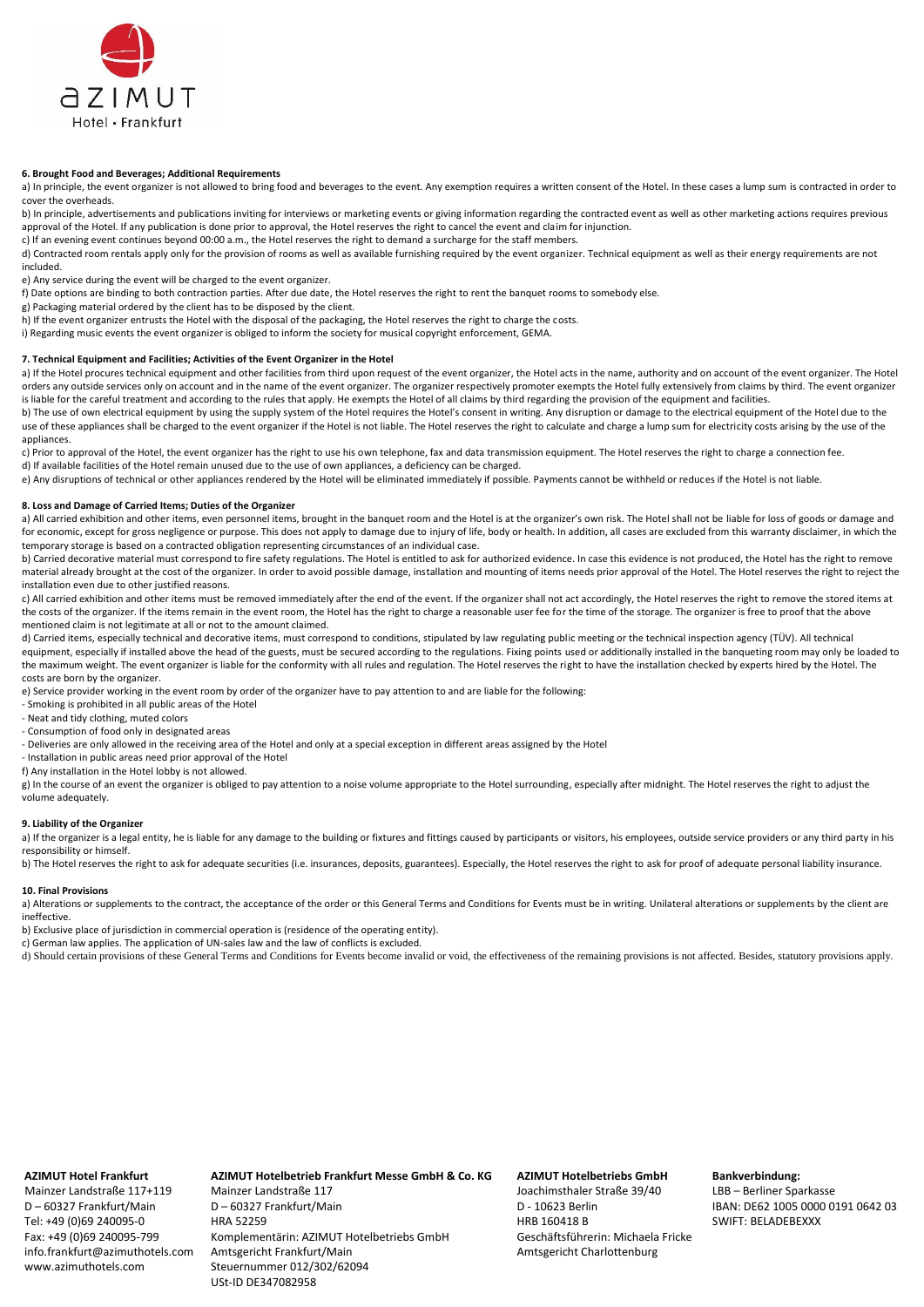### 6. Brought Food and Beverages; Additional Requirements

a) In principle, the event organizer is not allowed to bring food and beverages to the event. Any exemption requires a written consent of the Hotel. In these cases a lump sum is contracted in order to cover the overheads.

b) In principle, advertisements and publications inviting for interviews or marketing events or giving information regarding the contracted event as well as other marketing actions requires previous approval of the Hotel. If any publication is done prior to approval, the Hotel reserves the right to cancel the event and claim for injunction.

c) If an evening event continues beyond 00:00 a.m., the Hotel reserves the right to demand a surcharge for the staff members.

d) Contracted room rentals apply only for the provision of rooms as well as available furnishing required by the event organizer. Technical equipment as well as their energy requirements are not included.

e) Any service during the event will be charged to the event organizer.

f) Date options are binding to both contraction parties. After due date, the Hotel reserves the right to rent the banquet rooms to somebody else.

g) Packaging material ordered by the client has to be disposed by the client.

h) If the event organizer entrusts the Hotel with the disposal of the packaging, the Hotel reserves the right to charge the costs.

i) Regarding music events the event organizer is obliged to inform the society for musical copyright enforcement, GEMA.

### 7. Technical Equipment and Facilities; Activities of the Event Organizer in the Hotel

a) If the Hotel procures technical equipment and other facilities from third upon request of the event organizer, the Hotel acts in the name, authority and on account of the event organizer. The Hotel orders any outside services only on account and in the name of the event organizer. The organizer respectively promoter exempts the Hotel fully extensively from claims by third. The event organizer is liable for the careful treatment and according to the rules that apply. He exempts the Hotel of all claims by third regarding the provision of the equipment and facilities.

b) The use of own electrical equipment by using the supply system of the Hotel requires the Hotel's consent in writing. Any disruption or damage to the electrical equipment of the Hotel due to the use of these appliances shall be charged to the event organizer if the Hotel is not liable. The Hotel reserves the right to calculate and charge a lump sum for electricity costs arising by the use of the appliances.

c) Prior to approval of the Hotel, the event organizer has the right to use his own telephone, fax and data transmission equipment. The Hotel reserves the right to charge a connection fee.

d) If available facilities of the Hotel remain unused due to the use of own appliances, a deficiency can be charged.

e) Any disruptions of technical or other appliances rendered by the Hotel will be eliminated immediately if possible. Payments cannot be withheld or reduces if the Hotel is not liable.

### 8. Loss and Damage of Carried Items; Duties of the Organizer

a) All carried exhibition and other items, even personnel items, brought in the banquet room and the Hotel is at the organizer's own risk. The Hotel shall not be liable for loss of goods or damage and for economic, except for gross negligence or purpose. This does not apply to damage due to injury of life, body or health. In addition, all cases are excluded from this warranty disclaimer, in which the temporary storage is based on a contracted obligation representing circumstances of an individual case.

b) Carried decorative material must correspond to fire safety regulations. The Hotel is entitled to ask for authorized evidence. In case this evidence is not produced, the Hotel has the right to remove material already brought at the cost of the organizer. In order to avoid possible damage, installation and mounting of items needs prior approval of the Hotel. The Hotel reserves the right to reject the installation even due to other justified reasons.

c) All carried exhibition and other items must be removed immediately after the end of the event. If the organizer shall not act accordingly, the Hotel reserves the right to remove the stored items at the costs of the organizer. If the items remain in the event room, the Hotel has the right to charge a reasonable user fee for the time of the storage. The organizer is free to proof that the above mentioned claim is not legitimate at all or not to the amount claimed.

d) Carried items, especially technical and decorative items, must correspond to conditions, stipulated by law regulating public meeting or the technical inspection agency (TÜV). All technical equipment, especially if installed above the head of the guests, must be secured according to the regulations. Fixing points used or additionally installed in the banqueting room may only be loaded to the maximum weight. The event organizer is liable for the conformity with all rules and regulation. The Hotel reserves the right to have the installation checked by experts hired by the Hotel. The costs are born by the organizer.

e) Service provider working in the event room by order of the organizer have to pay attention to and are liable for the following:

- Smoking is prohibited in all public areas of the Hotel
- Neat and tidy clothing, muted colors
- Consumption of food only in designated areas
- Deliveries are only allowed in the receiving area of the Hotel and only at a special exception in different areas assigned by the Hotel
- Installation in public areas need prior approval of the Hotel

f) Any installation in the Hotel lobby is not allowed.

g) In the course of an event the organizer is obliged to pay attention to a noise volume appropriate to the Hotel surrounding, especially after midnight. The Hotel reserves the right to adjust the volume adequately.

### 9. Liability of the Organizer

a) If the organizer is a legal entity, he is liable for any damage to the building or fixtures and fittings caused by participants or visitors, his employees, outside service providers or any third party in his responsibility or himself.

b) The Hotel reserves the right to ask for adequate securities (i.e. insurances, deposits, guarantees). Especially, the Hotel reserves the right to ask for proof of adequate personal liability insurance.

### 10. Final Provisions

a) Alterations or supplements to the contract, the acceptance of the order or this General Terms and Conditions for Events must be in writing. Unilateral alterations or supplements by the client are ineffective.

b) Exclusive place of jurisdiction in commercial operation is (residence of the operating entity).

c) German law applies. The application of UN-sales law and the law of conflicts is excluded.

d) Should certain provisions of these General Terms and Conditions for Events become invalid or void, the effectiveness of the remaining provisions is not affected. Besides, statutory provisions apply.

**AZIMUT Hotel Frankfurt**
Mainzer Landstraße 117+119
D – 60327 Frankfurt/Main
Tel: +49 (0)69 240095-0
Fax: +49 (0)69 240095-799
info.frankfurt@azimuthotels.com
www.azimuthotels.com

**AZIMUT Hotelbetrieb Frankfurt Messe GmbH & Co. KG**
Mainzer Landstraße 117
D – 60327 Frankfurt/Main
HRA 52259
Komplementärin: AZIMUT Hotelbetriebs GmbH
Amtsgericht Frankfurt/Main
Steuernummer 012/302/62094
USt-ID DE347082958

**AZIMUT Hotelbetriebs GmbH**
Joachimsthaler Straße 39/40
D - 10623 Berlin
HRB 160418 B
Geschäftsführerin: Michaela Fricke
Amtsgericht Charlottenburg

**Bankverbindung:**
LBB – Berliner Sparkasse
IBAN: DE62 1005 0000 0191 0642 03
SWIFT: BELADEBEXXX